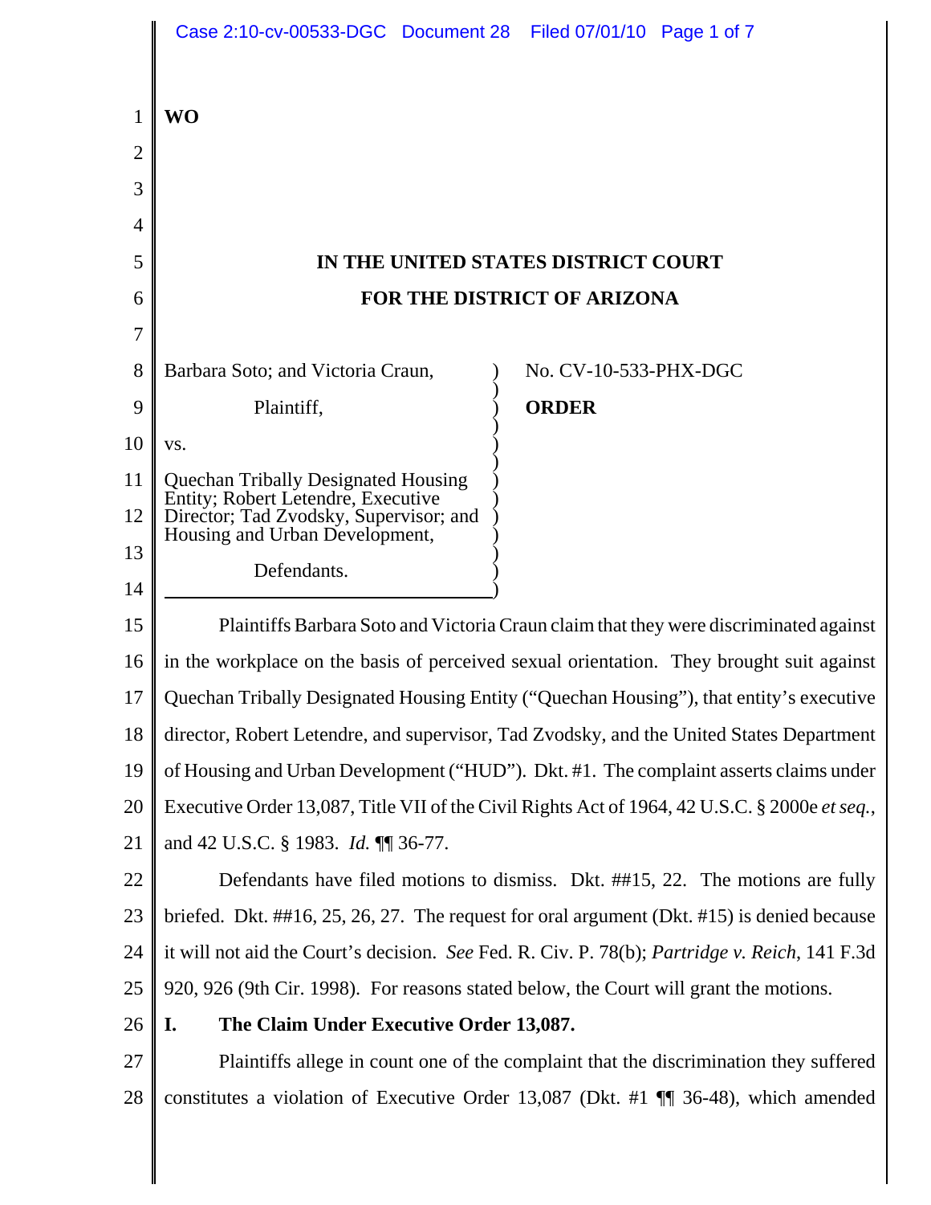**WO**

**IN THE UNITED STATES DISTRICT COURT**

**FOR THE DISTRICT OF ARIZONA**

| | |
|---|---|
| Barbara Soto; and Victoria Craun,<br><br>Plaintiff,<br><br>vs.<br><br>Quechan Tribally Designated Housing Entity; Robert Letendre, Executive Director; Tad Zvodsky, Supervisor; and Housing and Urban Development,<br><br>Defendants. | No. CV-10-533-PHX-DGC<br><br>**ORDER** |

Plaintiffs Barbara Soto and Victoria Craun claim that they were discriminated against in the workplace on the basis of perceived sexual orientation. They brought suit against Quechan Tribally Designated Housing Entity ("Quechan Housing"), that entity's executive director, Robert Letendre, and supervisor, Tad Zvodsky, and the United States Department of Housing and Urban Development ("HUD"). Dkt. #1. The complaint asserts claims under Executive Order 13,087, Title VII of the Civil Rights Act of 1964, 42 U.S.C. § 2000e *et seq.*, and 42 U.S.C. § 1983. *Id.* ¶¶ 36-77.

Defendants have filed motions to dismiss. Dkt. ##15, 22. The motions are fully briefed. Dkt. ##16, 25, 26, 27. The request for oral argument (Dkt. #15) is denied because it will not aid the Court's decision. *See* Fed. R. Civ. P. 78(b); *Partridge v. Reich*, 141 F.3d 920, 926 (9th Cir. 1998). For reasons stated below, the Court will grant the motions.

## I. The Claim Under Executive Order 13,087.

Plaintiffs allege in count one of the complaint that the discrimination they suffered constitutes a violation of Executive Order 13,087 (Dkt. #1 ¶¶ 36-48), which amended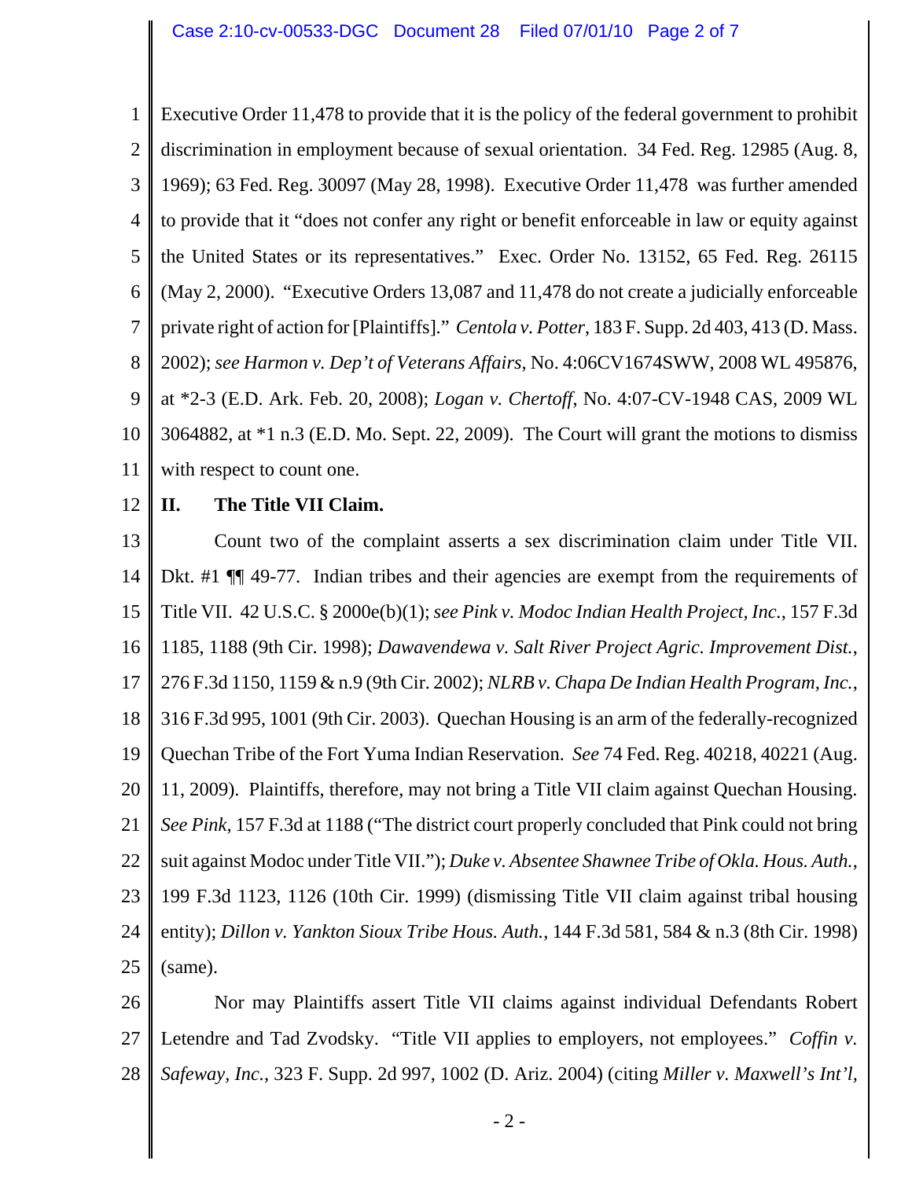Executive Order 11,478 to provide that it is the policy of the federal government to prohibit discrimination in employment because of sexual orientation. 34 Fed. Reg. 12985 (Aug. 8, 1969); 63 Fed. Reg. 30097 (May 28, 1998). Executive Order 11,478 was further amended to provide that it "does not confer any right or benefit enforceable in law or equity against the United States or its representatives." Exec. Order No. 13152, 65 Fed. Reg. 26115 (May 2, 2000). "Executive Orders 13,087 and 11,478 do not create a judicially enforceable private right of action for [Plaintiffs]." *Centola v. Potter*, 183 F. Supp. 2d 403, 413 (D. Mass. 2002); *see Harmon v. Dep't of Veterans Affairs*, No. 4:06CV1674SWW, 2008 WL 495876, at *2-3 (E.D. Ark. Feb. 20, 2008); *Logan v. Chertoff*, No. 4:07-CV-1948 CAS, 2009 WL 3064882, at *1 n.3 (E.D. Mo. Sept. 22, 2009). The Court will grant the motions to dismiss with respect to count one.

**II. The Title VII Claim.**

Count two of the complaint asserts a sex discrimination claim under Title VII. Dkt. #1 ¶¶ 49-77. Indian tribes and their agencies are exempt from the requirements of Title VII. 42 U.S.C. § 2000e(b)(1); *see Pink v. Modoc Indian Health Project, Inc.*, 157 F.3d 1185, 1188 (9th Cir. 1998); *Dawavendewa v. Salt River Project Agric. Improvement Dist.*, 276 F.3d 1150, 1159 & n.9 (9th Cir. 2002); *NLRB v. Chapa De Indian Health Program, Inc.*, 316 F.3d 995, 1001 (9th Cir. 2003). Quechan Housing is an arm of the federally-recognized Quechan Tribe of the Fort Yuma Indian Reservation. *See* 74 Fed. Reg. 40218, 40221 (Aug. 11, 2009). Plaintiffs, therefore, may not bring a Title VII claim against Quechan Housing. *See Pink*, 157 F.3d at 1188 ("The district court properly concluded that Pink could not bring suit against Modoc under Title VII."); *Duke v. Absentee Shawnee Tribe of Okla. Hous. Auth.*, 199 F.3d 1123, 1126 (10th Cir. 1999) (dismissing Title VII claim against tribal housing entity); *Dillon v. Yankton Sioux Tribe Hous. Auth.*, 144 F.3d 581, 584 & n.3 (8th Cir. 1998) (same).

Nor may Plaintiffs assert Title VII claims against individual Defendants Robert Letendre and Tad Zvodsky. "Title VII applies to employers, not employees." *Coffin v. Safeway, Inc.*, 323 F. Supp. 2d 997, 1002 (D. Ariz. 2004) (citing *Miller v. Maxwell's Int'l*,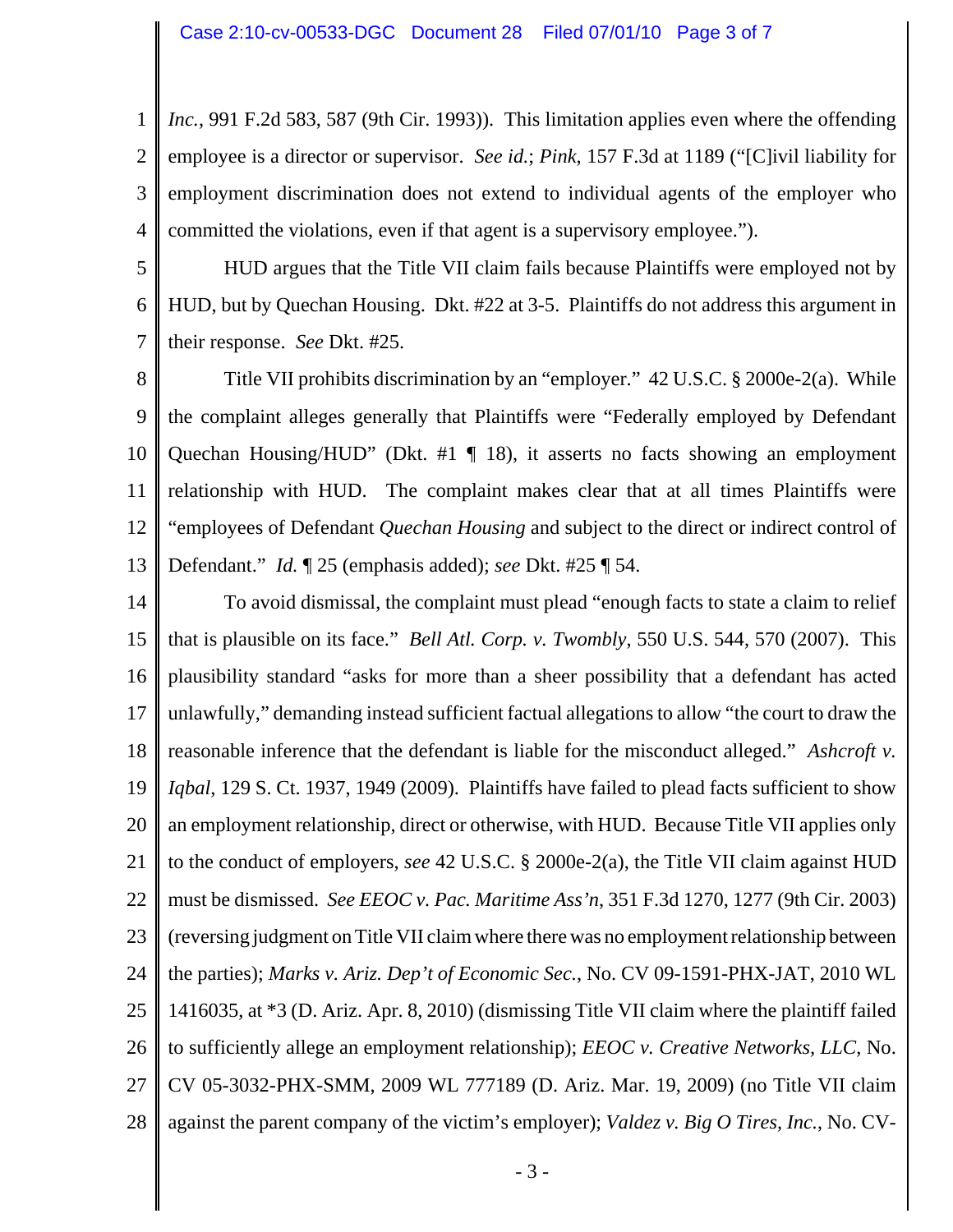*Inc.*, 991 F.2d 583, 587 (9th Cir. 1993)). This limitation applies even where the offending employee is a director or supervisor. *See id.*; *Pink*, 157 F.3d at 1189 ("[C]ivil liability for employment discrimination does not extend to individual agents of the employer who committed the violations, even if that agent is a supervisory employee.").

HUD argues that the Title VII claim fails because Plaintiffs were employed not by HUD, but by Quechan Housing. Dkt. #22 at 3-5. Plaintiffs do not address this argument in their response. *See* Dkt. #25.

Title VII prohibits discrimination by an "employer." 42 U.S.C. § 2000e-2(a). While the complaint alleges generally that Plaintiffs were "Federally employed by Defendant Quechan Housing/HUD" (Dkt. #1 ¶ 18), it asserts no facts showing an employment relationship with HUD. The complaint makes clear that at all times Plaintiffs were "employees of Defendant *Quechan Housing* and subject to the direct or indirect control of Defendant." *Id.* ¶ 25 (emphasis added); *see* Dkt. #25 ¶ 54.

To avoid dismissal, the complaint must plead "enough facts to state a claim to relief that is plausible on its face." *Bell Atl. Corp. v. Twombly*, 550 U.S. 544, 570 (2007). This plausibility standard "asks for more than a sheer possibility that a defendant has acted unlawfully," demanding instead sufficient factual allegations to allow "the court to draw the reasonable inference that the defendant is liable for the misconduct alleged." *Ashcroft v. Iqbal*, 129 S. Ct. 1937, 1949 (2009). Plaintiffs have failed to plead facts sufficient to show an employment relationship, direct or otherwise, with HUD. Because Title VII applies only to the conduct of employers, *see* 42 U.S.C. § 2000e-2(a), the Title VII claim against HUD must be dismissed. *See EEOC v. Pac. Maritime Ass'n*, 351 F.3d 1270, 1277 (9th Cir. 2003) (reversing judgment on Title VII claim where there was no employment relationship between the parties); *Marks v. Ariz. Dep't of Economic Sec.*, No. CV 09-1591-PHX-JAT, 2010 WL 1416035, at *3 (D. Ariz. Apr. 8, 2010) (dismissing Title VII claim where the plaintiff failed to sufficiently allege an employment relationship); *EEOC v. Creative Networks, LLC*, No. CV 05-3032-PHX-SMM, 2009 WL 777189 (D. Ariz. Mar. 19, 2009) (no Title VII claim against the parent company of the victim's employer); *Valdez v. Big O Tires, Inc.*, No. CV-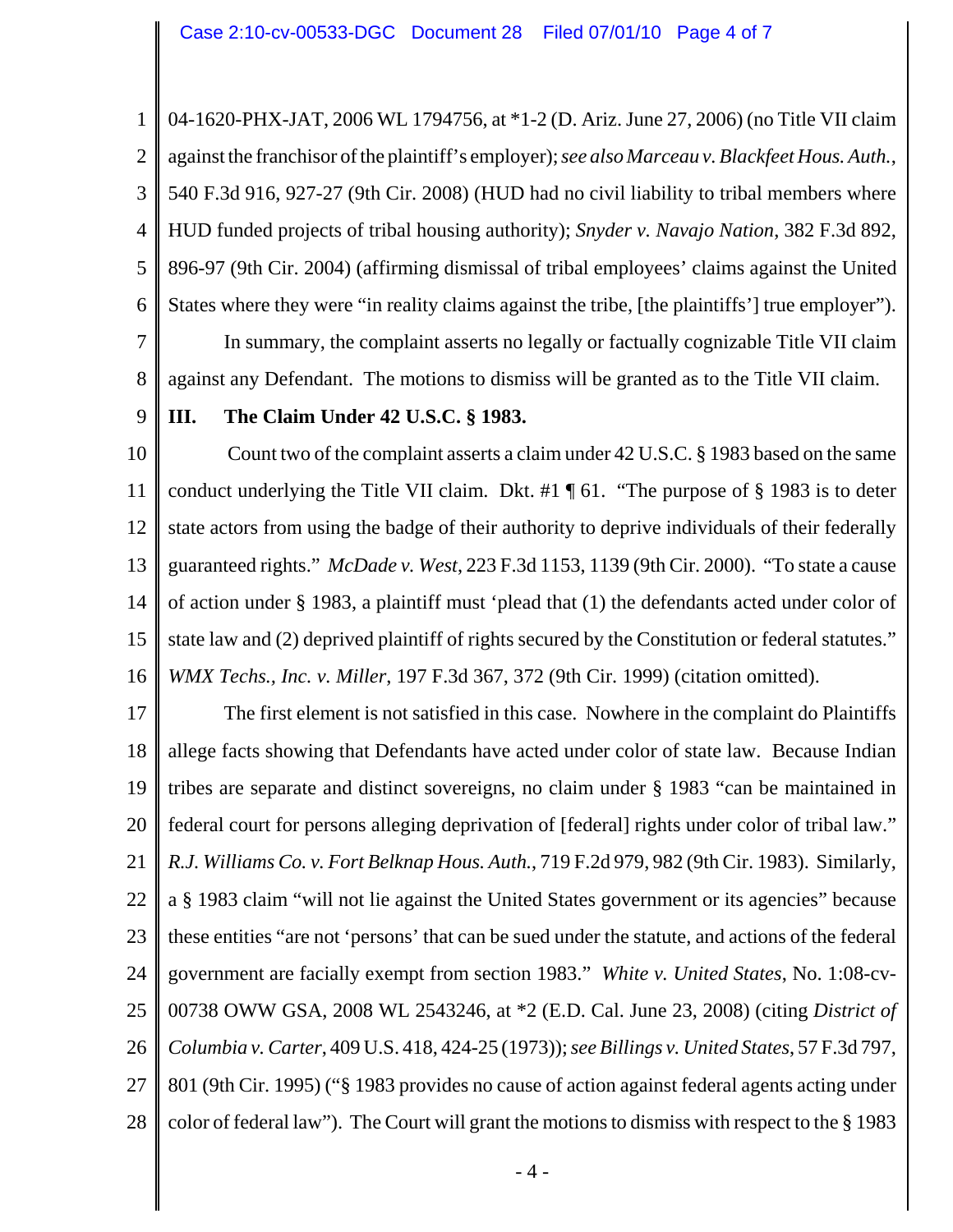04-1620-PHX-JAT, 2006 WL 1794756, at *1-2 (D. Ariz. June 27, 2006) (no Title VII claim against the franchisor of the plaintiff's employer); *see also Marceau v. Blackfeet Hous. Auth.*, 540 F.3d 916, 927-27 (9th Cir. 2008) (HUD had no civil liability to tribal members where HUD funded projects of tribal housing authority); *Snyder v. Navajo Nation*, 382 F.3d 892, 896-97 (9th Cir. 2004) (affirming dismissal of tribal employees' claims against the United States where they were "in reality claims against the tribe, [the plaintiffs'] true employer").

In summary, the complaint asserts no legally or factually cognizable Title VII claim against any Defendant. The motions to dismiss will be granted as to the Title VII claim.

## III. The Claim Under 42 U.S.C. § 1983.

Count two of the complaint asserts a claim under 42 U.S.C. § 1983 based on the same conduct underlying the Title VII claim. Dkt. #1 ¶ 61. "The purpose of § 1983 is to deter state actors from using the badge of their authority to deprive individuals of their federally guaranteed rights." *McDade v. West*, 223 F.3d 1153, 1139 (9th Cir. 2000). "To state a cause of action under § 1983, a plaintiff must 'plead that (1) the defendants acted under color of state law and (2) deprived plaintiff of rights secured by the Constitution or federal statutes." *WMX Techs., Inc. v. Miller*, 197 F.3d 367, 372 (9th Cir. 1999) (citation omitted).

The first element is not satisfied in this case. Nowhere in the complaint do Plaintiffs allege facts showing that Defendants have acted under color of state law. Because Indian tribes are separate and distinct sovereigns, no claim under § 1983 "can be maintained in federal court for persons alleging deprivation of [federal] rights under color of tribal law." *R.J. Williams Co. v. Fort Belknap Hous. Auth.*, 719 F.2d 979, 982 (9th Cir. 1983). Similarly, a § 1983 claim "will not lie against the United States government or its agencies" because these entities "are not 'persons' that can be sued under the statute, and actions of the federal government are facially exempt from section 1983." *White v. United States*, No. 1:08-cv-00738 OWW GSA, 2008 WL 2543246, at *2 (E.D. Cal. June 23, 2008) (citing *District of Columbia v. Carter*, 409 U.S. 418, 424-25 (1973)); *see Billings v. United States*, 57 F.3d 797, 801 (9th Cir. 1995) ("§ 1983 provides no cause of action against federal agents acting under color of federal law"). The Court will grant the motions to dismiss with respect to the § 1983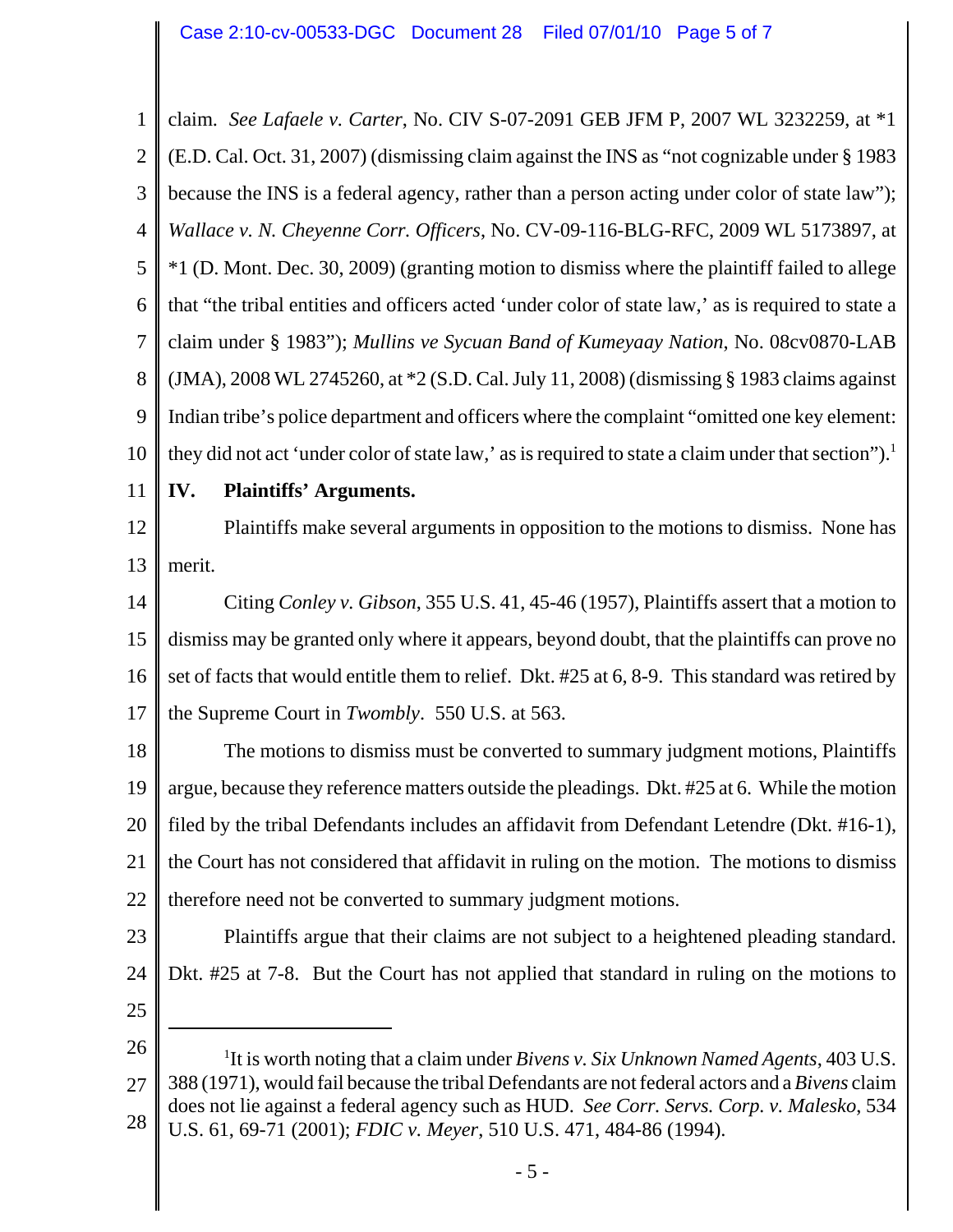claim. *See Lafaele v. Carter*, No. CIV S-07-2091 GEB JFM P, 2007 WL 3232259, at *1 (E.D. Cal. Oct. 31, 2007) (dismissing claim against the INS as "not cognizable under § 1983 because the INS is a federal agency, rather than a person acting under color of state law"); *Wallace v. N. Cheyenne Corr. Officers*, No. CV-09-116-BLG-RFC, 2009 WL 5173897, at *1 (D. Mont. Dec. 30, 2009) (granting motion to dismiss where the plaintiff failed to allege that "the tribal entities and officers acted 'under color of state law,' as is required to state a claim under § 1983"); *Mullins ve Sycuan Band of Kumeyaay Nation*, No. 08cv0870-LAB (JMA), 2008 WL 2745260, at *2 (S.D. Cal. July 11, 2008) (dismissing § 1983 claims against Indian tribe's police department and officers where the complaint "omitted one key element: they did not act 'under color of state law,' as is required to state a claim under that section").[1]

## IV. Plaintiffs' Arguments.

Plaintiffs make several arguments in opposition to the motions to dismiss. None has merit.

Citing *Conley v. Gibson*, 355 U.S. 41, 45-46 (1957), Plaintiffs assert that a motion to dismiss may be granted only where it appears, beyond doubt, that the plaintiffs can prove no set of facts that would entitle them to relief. Dkt. #25 at 6, 8-9. This standard was retired by the Supreme Court in *Twombly*. 550 U.S. at 563.

The motions to dismiss must be converted to summary judgment motions, Plaintiffs argue, because they reference matters outside the pleadings. Dkt. #25 at 6. While the motion filed by the tribal Defendants includes an affidavit from Defendant Letendre (Dkt. #16-1), the Court has not considered that affidavit in ruling on the motion. The motions to dismiss therefore need not be converted to summary judgment motions.

Plaintiffs argue that their claims are not subject to a heightened pleading standard. Dkt. #25 at 7-8. But the Court has not applied that standard in ruling on the motions to

---

[1] It is worth noting that a claim under *Bivens v. Six Unknown Named Agents*, 403 U.S. 388 (1971), would fail because the tribal Defendants are not federal actors and a *Bivens* claim does not lie against a federal agency such as HUD. *See Corr. Servs. Corp. v. Malesko*, 534 U.S. 61, 69-71 (2001); *FDIC v. Meyer*, 510 U.S. 471, 484-86 (1994).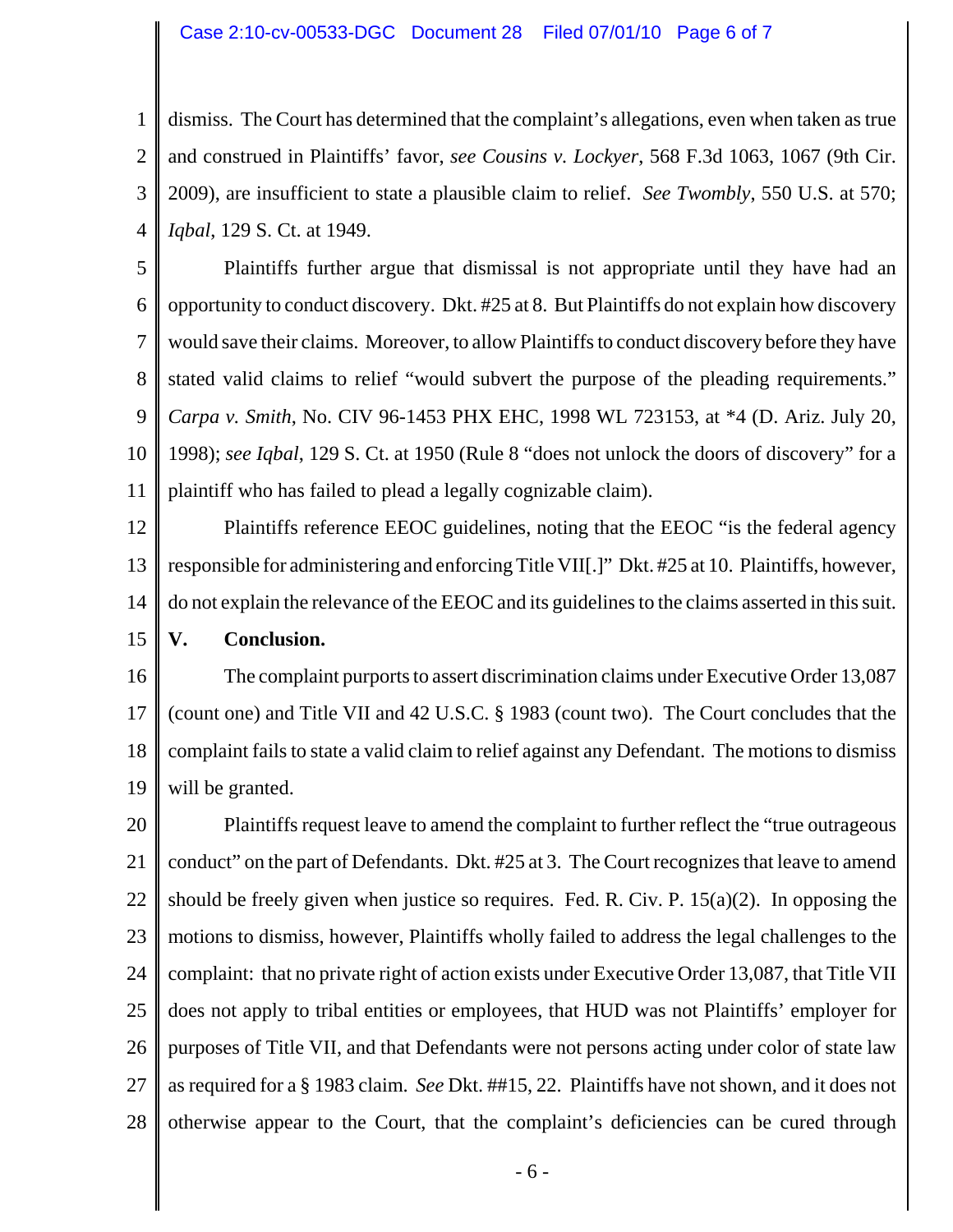dismiss. The Court has determined that the complaint's allegations, even when taken as true and construed in Plaintiffs' favor, *see Cousins v. Lockyer*, 568 F.3d 1063, 1067 (9th Cir. 2009), are insufficient to state a plausible claim to relief. *See Twombly*, 550 U.S. at 570; *Iqbal*, 129 S. Ct. at 1949.

Plaintiffs further argue that dismissal is not appropriate until they have had an opportunity to conduct discovery. Dkt. #25 at 8. But Plaintiffs do not explain how discovery would save their claims. Moreover, to allow Plaintiffs to conduct discovery before they have stated valid claims to relief "would subvert the purpose of the pleading requirements." *Carpa v. Smith*, No. CIV 96-1453 PHX EHC, 1998 WL 723153, at *4 (D. Ariz. July 20, 1998); *see Iqbal*, 129 S. Ct. at 1950 (Rule 8 "does not unlock the doors of discovery" for a plaintiff who has failed to plead a legally cognizable claim).

Plaintiffs reference EEOC guidelines, noting that the EEOC "is the federal agency responsible for administering and enforcing Title VII[.]" Dkt. #25 at 10. Plaintiffs, however, do not explain the relevance of the EEOC and its guidelines to the claims asserted in this suit.

**V. Conclusion.**

The complaint purports to assert discrimination claims under Executive Order 13,087 (count one) and Title VII and 42 U.S.C. § 1983 (count two). The Court concludes that the complaint fails to state a valid claim to relief against any Defendant. The motions to dismiss will be granted.

Plaintiffs request leave to amend the complaint to further reflect the "true outrageous conduct" on the part of Defendants. Dkt. #25 at 3. The Court recognizes that leave to amend should be freely given when justice so requires. Fed. R. Civ. P. 15(a)(2). In opposing the motions to dismiss, however, Plaintiffs wholly failed to address the legal challenges to the complaint: that no private right of action exists under Executive Order 13,087, that Title VII does not apply to tribal entities or employees, that HUD was not Plaintiffs' employer for purposes of Title VII, and that Defendants were not persons acting under color of state law as required for a § 1983 claim. *See* Dkt. ##15, 22. Plaintiffs have not shown, and it does not otherwise appear to the Court, that the complaint's deficiencies can be cured through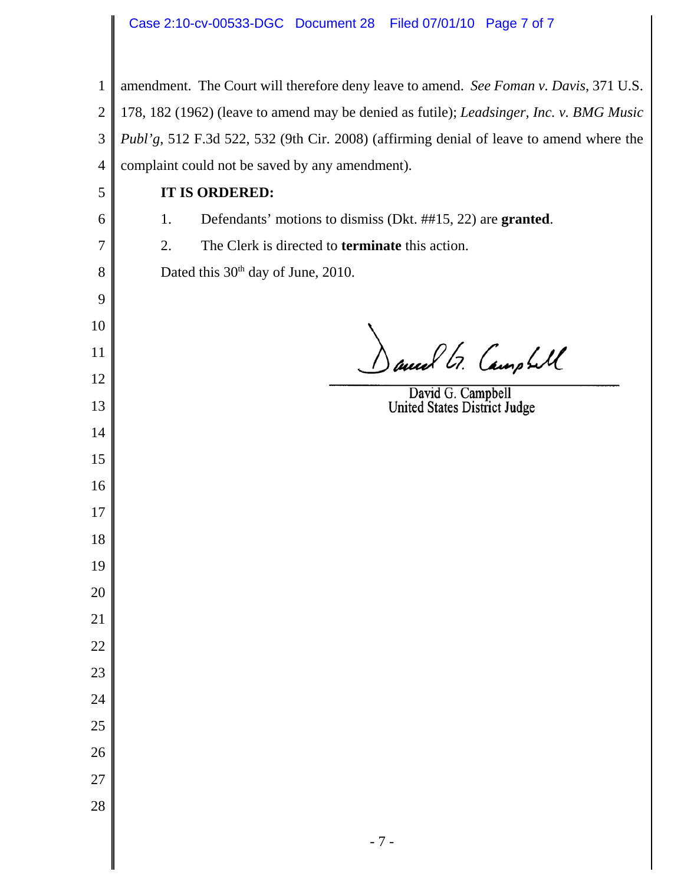amendment. The Court will therefore deny leave to amend. *See Foman v. Davis*, 371 U.S. 178, 182 (1962) (leave to amend may be denied as futile); *Leadsinger, Inc. v. BMG Music Publ'g*, 512 F.3d 522, 532 (9th Cir. 2008) (affirming denial of leave to amend where the complaint could not be saved by any amendment).

**IT IS ORDERED:**

1. Defendants' motions to dismiss (Dkt. ##15, 22) are **granted**.
2. The Clerk is directed to **terminate** this action.

Dated this 30th day of June, 2010.

David G. Campbell
United States District Judge